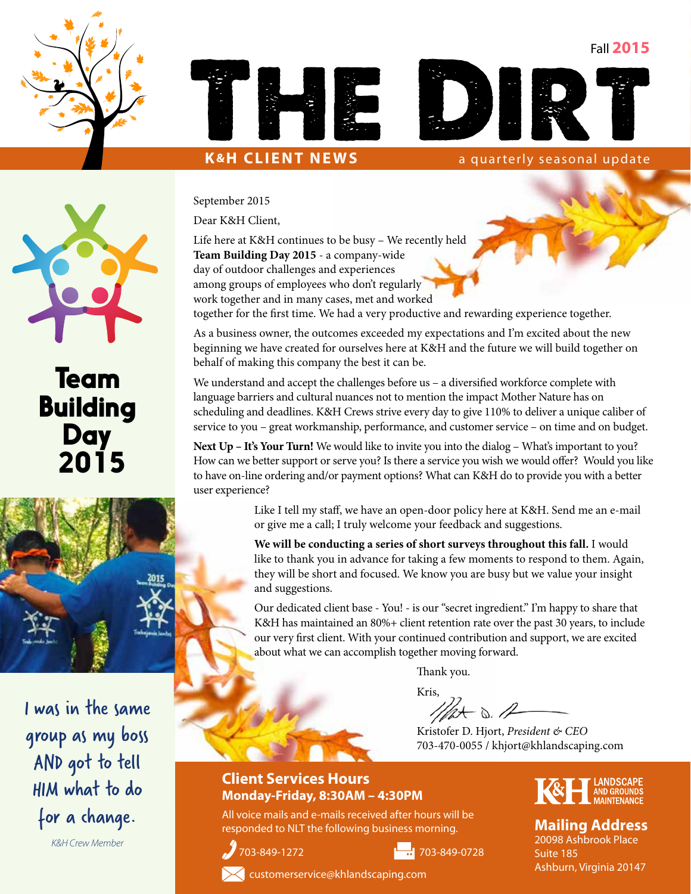Fall **2015**

# THE DIRT

**K&H CLIENT NEWS** — a quarterly seasonal update

## Team Building Day 2015

*I was in the same group as my boss AND got to tell HIM what to do for a change.*

*K&H Crew Member*

September 2015

Dear K&H Client,

Life here at K&H continues to be busy – We recently held **Team Building Day 2015** - a company-wide day of outdoor challenges and experiences among groups of employees who don't regularly work together and in many cases, met and worked together for the first time. We had a very productive and rewarding experience together.

As a business owner, the outcomes exceeded my expectations and I'm excited about the new beginning we have created for ourselves here at K&H and the future we will build together on behalf of making this company the best it can be.

We understand and accept the challenges before us – a diversified workforce complete with language barriers and cultural nuances not to mention the impact Mother Nature has on scheduling and deadlines. K&H Crews strive every day to give 110% to deliver a unique caliber of service to you – great workmanship, performance, and customer service – on time and on budget.

**Next Up – It's Your Turn!** We would like to invite you into the dialog – What's important to you? How can we better support or serve you? Is there a service you wish we would offer? Would you like to have on-line ordering and/or payment options? What can K&H do to provide you with a better user experience?

Like I tell my staff, we have an open-door policy here at K&H. Send me an e-mail or give me a call; I truly welcome your feedback and suggestions.

**We will be conducting a series of short surveys throughout this fall.** I would like to thank you in advance for taking a few moments to respond to them. Again, they will be short and focused. We know you are busy but we value your insight and suggestions.

Our dedicated client base - You! - is our "secret ingredient." I'm happy to share that K&H has maintained an 80%+ client retention rate over the past 30 years, to include our very first client. With your continued contribution and support, we are excited about what we can accomplish together moving forward.

Thank you.

Kris,

Kristofer D. Hjort, *President & CEO*
703-470-0055 / khjort@khlandscaping.com

### Client Services Hours
**Monday-Friday, 8:30AM – 4:30PM**

All voice mails and e-mails received after hours will be responded to NLT the following business morning.

703-849-1272 — 703-849-0728

customerservice@khlandscaping.com

**K&H LANDSCAPE AND GROUNDS MAINTENANCE**

### Mailing Address
20098 Ashbrook Place
Suite 185
Ashburn, Virginia 20147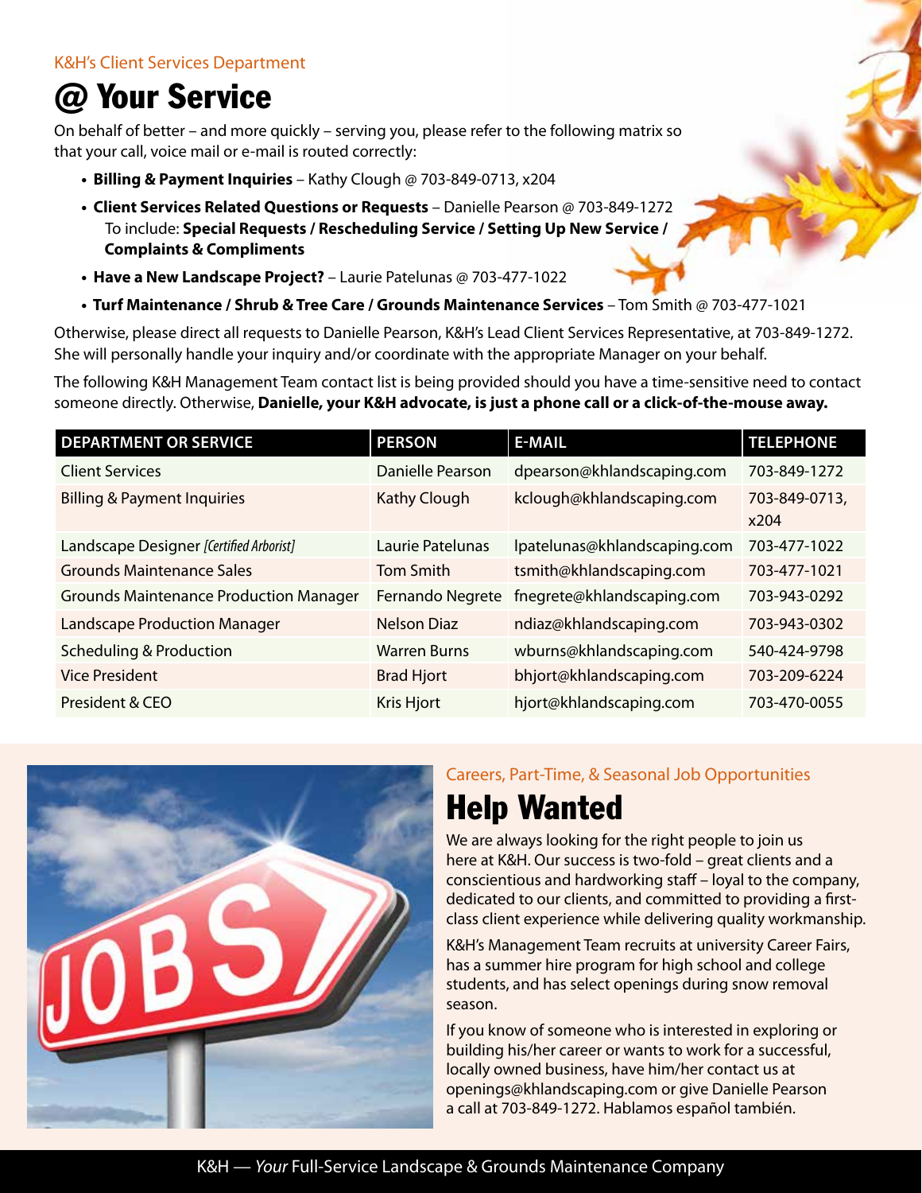K&H's Client Services Department

# @ Your Service

On behalf of better – and more quickly – serving you, please refer to the following matrix so that your call, voice mail or e-mail is routed correctly:

- **Billing & Payment Inquiries** – Kathy Clough @ 703-849-0713, x204
- **Client Services Related Questions or Requests** – Danielle Pearson @ 703-849-1272
  To include: **Special Requests / Rescheduling Service / Setting Up New Service / Complaints & Compliments**
- **Have a New Landscape Project?** – Laurie Patelunas @ 703-477-1022
- **Turf Maintenance / Shrub & Tree Care / Grounds Maintenance Services** – Tom Smith @ 703-477-1021

Otherwise, please direct all requests to Danielle Pearson, K&H's Lead Client Services Representative, at 703-849-1272. She will personally handle your inquiry and/or coordinate with the appropriate Manager on your behalf.

The following K&H Management Team contact list is being provided should you have a time-sensitive need to contact someone directly. Otherwise, **Danielle, your K&H advocate, is just a phone call or a click-of-the-mouse away.**

| DEPARTMENT OR SERVICE | PERSON | E-MAIL | TELEPHONE |
|---|---|---|---|
| Client Services | Danielle Pearson | dpearson@khlandscaping.com | 703-849-1272 |
| Billing & Payment Inquiries | Kathy Clough | kclough@khlandscaping.com | 703-849-0713, x204 |
| Landscape Designer *[Certified Arborist]* | Laurie Patelunas | lpatelunas@khlandscaping.com | 703-477-1022 |
| Grounds Maintenance Sales | Tom Smith | tsmith@khlandscaping.com | 703-477-1021 |
| Grounds Maintenance Production Manager | Fernando Negrete | fnegrete@khlandscaping.com | 703-943-0292 |
| Landscape Production Manager | Nelson Diaz | ndiaz@khlandscaping.com | 703-943-0302 |
| Scheduling & Production | Warren Burns | wburns@khlandscaping.com | 540-424-9798 |
| Vice President | Brad Hjort | bhjort@khlandscaping.com | 703-209-6224 |
| President & CEO | Kris Hjort | hjort@khlandscaping.com | 703-470-0055 |

Careers, Part-Time, & Seasonal Job Opportunities

# Help Wanted

We are always looking for the right people to join us here at K&H. Our success is two-fold – great clients and a conscientious and hardworking staff – loyal to the company, dedicated to our clients, and committed to providing a first-class client experience while delivering quality workmanship.

K&H's Management Team recruits at university Career Fairs, has a summer hire program for high school and college students, and has select openings during snow removal season.

If you know of someone who is interested in exploring or building his/her career or wants to work for a successful, locally owned business, have him/her contact us at openings@khlandscaping.com or give Danielle Pearson a call at 703-849-1272. Hablamos español también.

K&H — *Your* Full-Service Landscape & Grounds Maintenance Company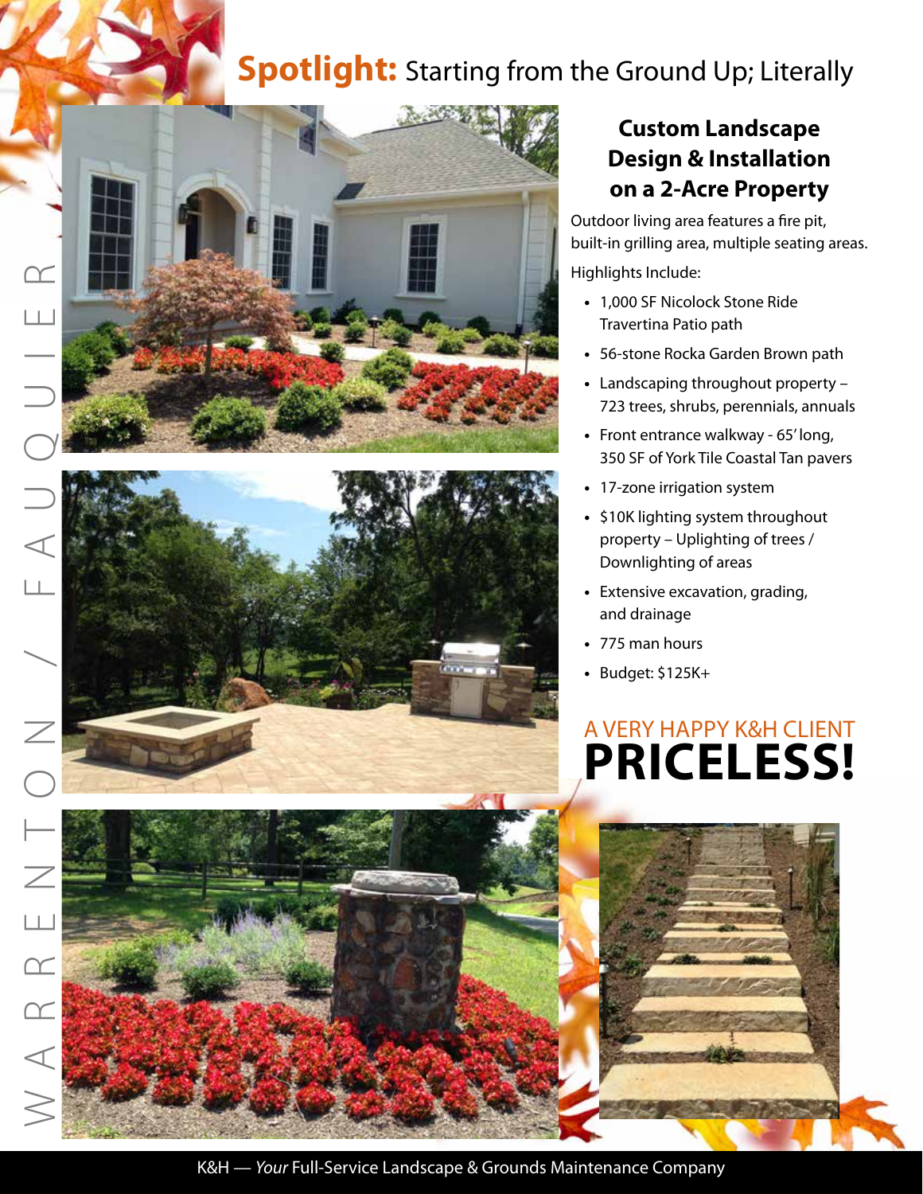# **Spotlight:** Starting from the Ground Up; Literally

WARRENTON / FAUQUIER

## Custom Landscape Design & Installation on a 2-Acre Property

Outdoor living area features a fire pit, built-in grilling area, multiple seating areas.

Highlights Include:

- 1,000 SF Nicolock Stone Ride Travertina Patio path
- 56-stone Rocka Garden Brown path
- Landscaping throughout property – 723 trees, shrubs, perennials, annuals
- Front entrance walkway - 65' long, 350 SF of York Tile Coastal Tan pavers
- 17-zone irrigation system
- $10K lighting system throughout property – Uplighting of trees / Downlighting of areas
- Extensive excavation, grading, and drainage
- 775 man hours
- Budget: $125K+

A VERY HAPPY K&H CLIENT
**PRICELESS!**

K&H — *Your* Full-Service Landscape & Grounds Maintenance Company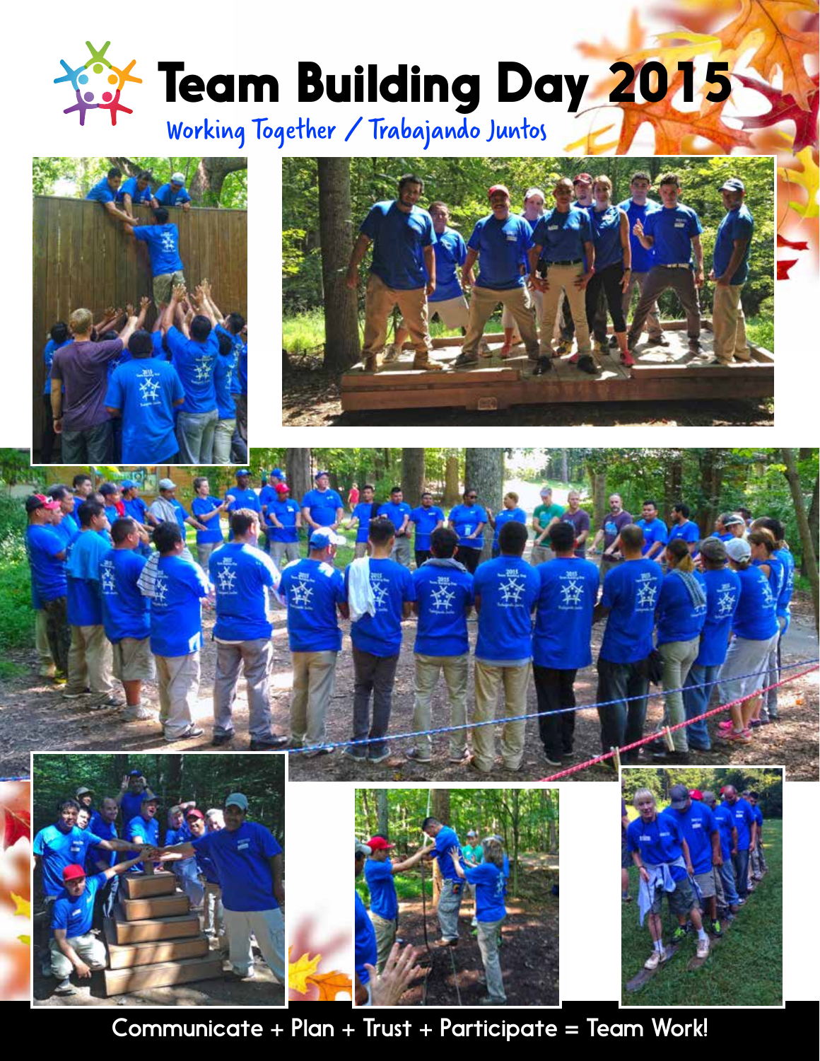# Team Building Day 2015

Working Together / Trabajando Juntos

Communicate + Plan + Trust + Participate = Team Work!